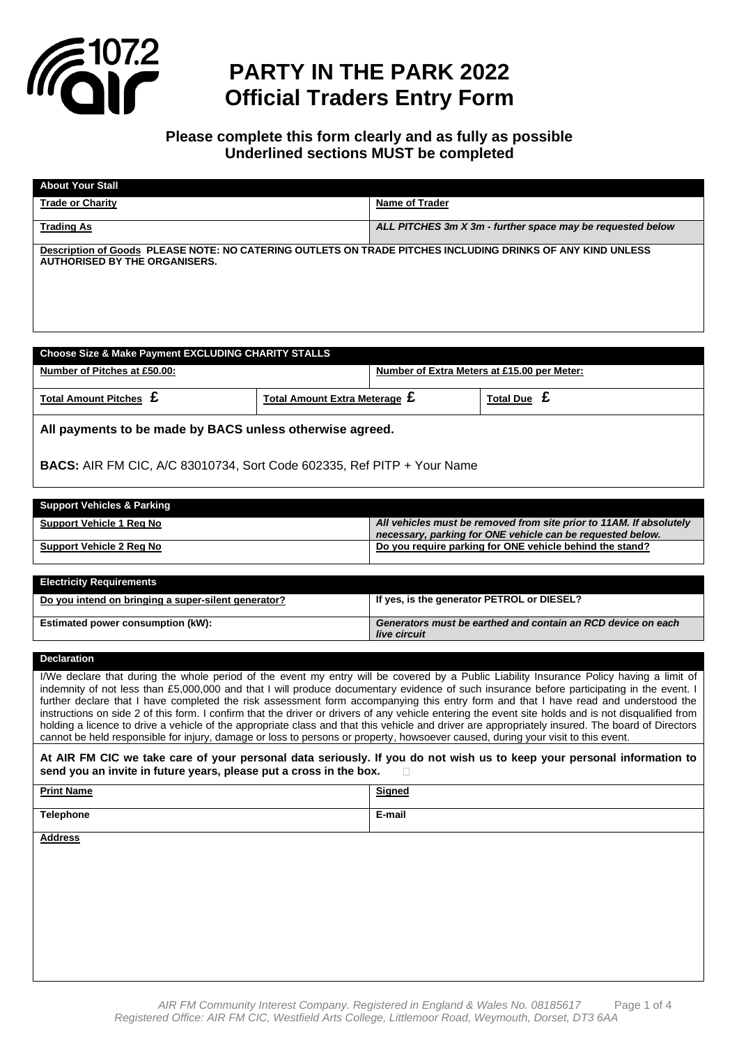# PARTY IN THE PARK 2022
# Official Traders Entry Form

**Please complete this form clearly and as fully as possible**
**Underlined sections MUST be completed**

| About Your Stall | |
|---|---|
| **Trade or Charity** | **Name of Trader** |
| **Trading As** | ***ALL PITCHES 3m X 3m - further space may be requested below*** |
| **Description of Goods PLEASE NOTE: NO CATERING OUTLETS ON TRADE PITCHES INCLUDING DRINKS OF ANY KIND UNLESS AUTHORISED BY THE ORGANISERS.** | |

| Choose Size & Make Payment EXCLUDING CHARITY STALLS | | |
|---|---|---|
| **Number of Pitches at £50.00:** | | **Number of Extra Meters at £15.00 per Meter:** |
| **Total Amount Pitches £** | **Total Amount Extra Meterage £** | **Total Due £** |

**All payments to be made by BACS unless otherwise agreed.**

**BACS:** AIR FM CIC, A/C 83010734, Sort Code 602335, Ref PITP + Your Name

| Support Vehicles & Parking | |
|---|---|
| **Support Vehicle 1 Reg No** | ***All vehicles must be removed from site prior to 11AM. If absolutely necessary, parking for ONE vehicle can be requested below.*** |
| **Support Vehicle 2 Reg No** | **Do you require parking for ONE vehicle behind the stand?** |

| Electricity Requirements | |
|---|---|
| **Do you intend on bringing a super-silent generator?** | **If yes, is the generator PETROL or DIESEL?** |
| **Estimated power consumption (kW):** | ***Generators must be earthed and contain an RCD device on each live circuit*** |

**Declaration**

I/We declare that during the whole period of the event my entry will be covered by a Public Liability Insurance Policy having a limit of indemnity of not less than £5,000,000 and that I will produce documentary evidence of such insurance before participating in the event. I further declare that I have completed the risk assessment form accompanying this entry form and that I have read and understood the instructions on side 2 of this form. I confirm that the driver or drivers of any vehicle entering the event site holds and is not disqualified from holding a licence to drive a vehicle of the appropriate class and that this vehicle and driver are appropriately insured. The board of Directors cannot be held responsible for injury, damage or loss to persons or property, howsoever caused, during your visit to this event.

**At AIR FM CIC we take care of your personal data seriously. If you do not wish us to keep your personal information to send you an invite in future years, please put a cross in the box.** ☐

| | |
|---|---|
| **Print Name** | **Signed** |
| **Telephone** | **E-mail** |
| **Address** | |

*AIR FM Community Interest Company. Registered in England & Wales No. 08185617*
*Registered Office: AIR FM CIC, Westfield Arts College, Littlemoor Road, Weymouth, Dorset, DT3 6AA*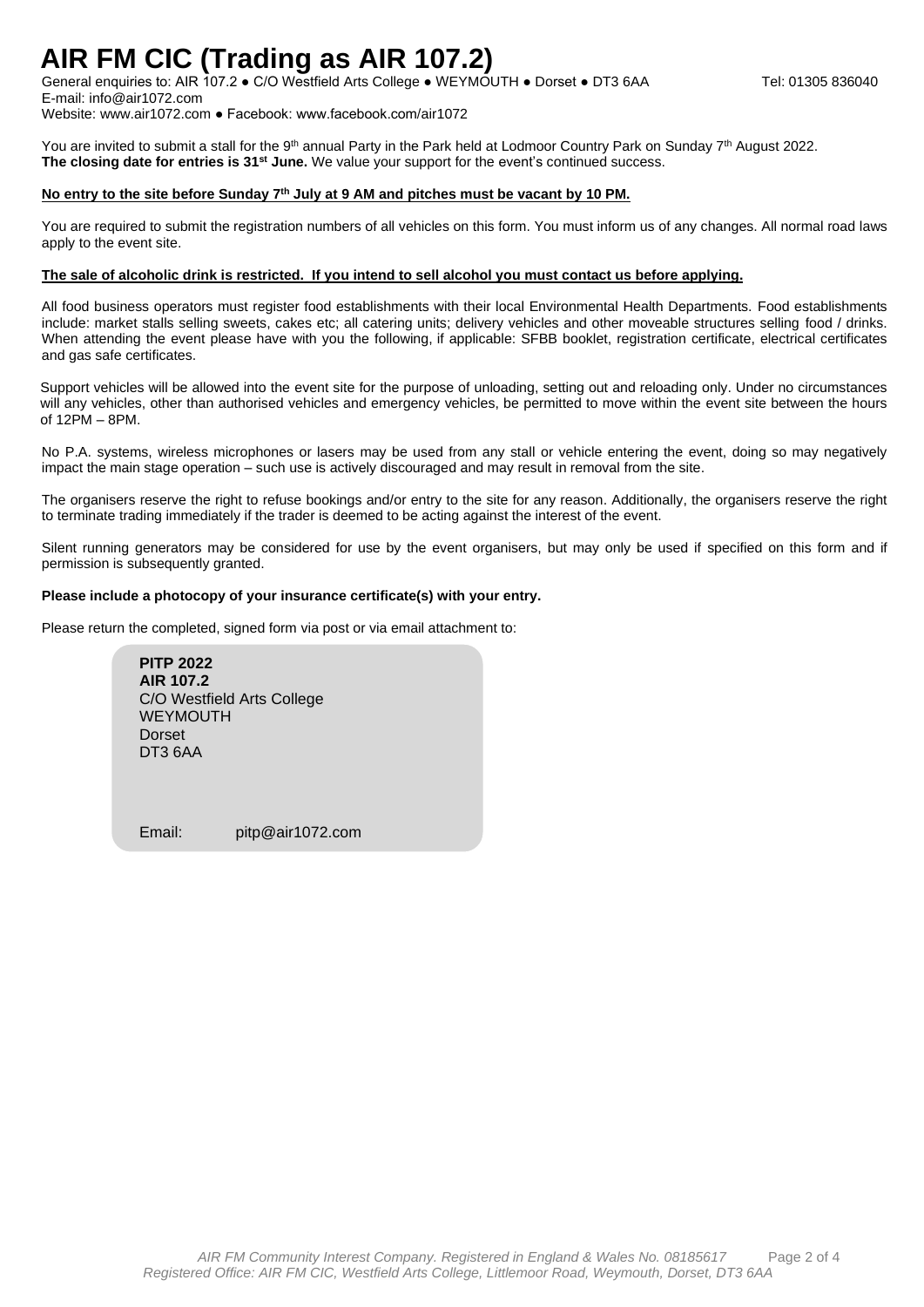# AIR FM CIC (Trading as AIR 107.2)

General enquiries to: AIR 107.2 ● C/O Westfield Arts College ● WEYMOUTH ● Dorset ● DT3 6AA Tel: 01305 836040
E-mail: info@air1072.com
Website: www.air1072.com ● Facebook: www.facebook.com/air1072

You are invited to submit a stall for the 9th annual Party in the Park held at Lodmoor Country Park on Sunday 7th August 2022.
**The closing date for entries is 31st June.** We value your support for the event's continued success.

**No entry to the site before Sunday 7th July at 9 AM and pitches must be vacant by 10 PM.**

You are required to submit the registration numbers of all vehicles on this form. You must inform us of any changes. All normal road laws apply to the event site.

**The sale of alcoholic drink is restricted. If you intend to sell alcohol you must contact us before applying.**

All food business operators must register food establishments with their local Environmental Health Departments. Food establishments include: market stalls selling sweets, cakes etc; all catering units; delivery vehicles and other moveable structures selling food / drinks. When attending the event please have with you the following, if applicable: SFBB booklet, registration certificate, electrical certificates and gas safe certificates.

Support vehicles will be allowed into the event site for the purpose of unloading, setting out and reloading only. Under no circumstances will any vehicles, other than authorised vehicles and emergency vehicles, be permitted to move within the event site between the hours of 12PM – 8PM.

No P.A. systems, wireless microphones or lasers may be used from any stall or vehicle entering the event, doing so may negatively impact the main stage operation – such use is actively discouraged and may result in removal from the site.

The organisers reserve the right to refuse bookings and/or entry to the site for any reason. Additionally, the organisers reserve the right to terminate trading immediately if the trader is deemed to be acting against the interest of the event.

Silent running generators may be considered for use by the event organisers, but may only be used if specified on this form and if permission is subsequently granted.

**Please include a photocopy of your insurance certificate(s) with your entry.**

Please return the completed, signed form via post or via email attachment to:

**PITP 2022**
**AIR 107.2**
C/O Westfield Arts College
WEYMOUTH
Dorset
DT3 6AA

Email: pitp@air1072.com

*AIR FM Community Interest Company. Registered in England & Wales No. 08185617*
*Registered Office: AIR FM CIC, Westfield Arts College, Littlemoor Road, Weymouth, Dorset, DT3 6AA*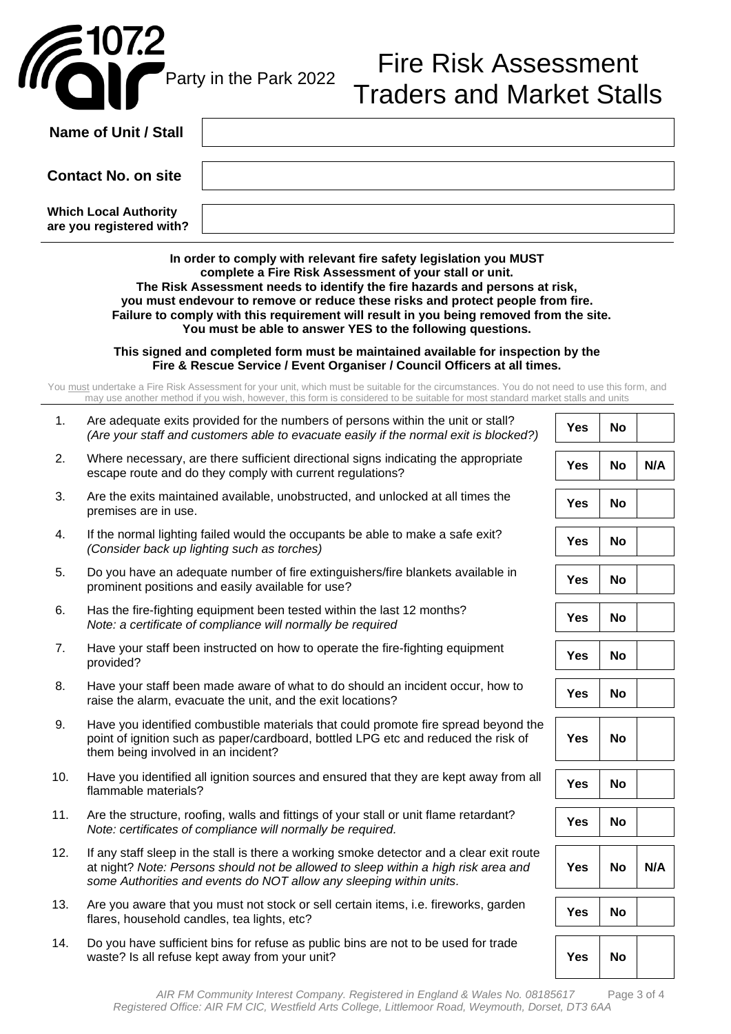107.2 air Party in the Park 2022

# Fire Risk Assessment Traders and Market Stalls

| **Name of Unit / Stall** | |
|---|---|
| **Contact No. on site** | |
| **Which Local Authority are you registered with?** | |

**In order to comply with relevant fire safety legislation you MUST complete a Fire Risk Assessment of your stall or unit. The Risk Assessment needs to identify the fire hazards and persons at risk, you must endevour to remove or reduce these risks and protect people from fire. Failure to comply with this requirement will result in you being removed from the site. You must be able to answer YES to the following questions.**

**This signed and completed form must be maintained available for inspection by the Fire & Rescue Service / Event Organiser / Council Officers at all times.**

You must undertake a Fire Risk Assessment for your unit, which must be suitable for the circumstances. You do not need to use this form, and may use another method if you wish, however, this form is considered to be suitable for most standard market stalls and units

| No. | Question | | | |
|---|---|---|---|---|
| 1. | Are adequate exits provided for the numbers of persons within the unit or stall? *(Are your staff and customers able to evacuate easily if the normal exit is blocked?)* | **Yes** | **No** | |
| 2. | Where necessary, are there sufficient directional signs indicating the appropriate escape route and do they comply with current regulations? | **Yes** | **No** | **N/A** |
| 3. | Are the exits maintained available, unobstructed, and unlocked at all times the premises are in use. | **Yes** | **No** | |
| 4. | If the normal lighting failed would the occupants be able to make a safe exit? *(Consider back up lighting such as torches)* | **Yes** | **No** | |
| 5. | Do you have an adequate number of fire extinguishers/fire blankets available in prominent positions and easily available for use? | **Yes** | **No** | |
| 6. | Has the fire-fighting equipment been tested within the last 12 months? *Note: a certificate of compliance will normally be required* | **Yes** | **No** | |
| 7. | Have your staff been instructed on how to operate the fire-fighting equipment provided? | **Yes** | **No** | |
| 8. | Have your staff been made aware of what to do should an incident occur, how to raise the alarm, evacuate the unit, and the exit locations? | **Yes** | **No** | |
| 9. | Have you identified combustible materials that could promote fire spread beyond the point of ignition such as paper/cardboard, bottled LPG etc and reduced the risk of them being involved in an incident? | **Yes** | **No** | |
| 10. | Have you identified all ignition sources and ensured that they are kept away from all flammable materials? | **Yes** | **No** | |
| 11. | Are the structure, roofing, walls and fittings of your stall or unit flame retardant? *Note: certificates of compliance will normally be required.* | **Yes** | **No** | |
| 12. | If any staff sleep in the stall is there a working smoke detector and a clear exit route at night? *Note: Persons should not be allowed to sleep within a high risk area and some Authorities and events do NOT allow any sleeping within units.* | **Yes** | **No** | **N/A** |
| 13. | Are you aware that you must not stock or sell certain items, i.e. fireworks, garden flares, household candles, tea lights, etc? | **Yes** | **No** | |
| 14. | Do you have sufficient bins for refuse as public bins are not to be used for trade waste? Is all refuse kept away from your unit? | **Yes** | **No** | |

*AIR FM Community Interest Company. Registered in England & Wales No. 08185617*
*Registered Office: AIR FM CIC, Westfield Arts College, Littlemoor Road, Weymouth, Dorset, DT3 6AA*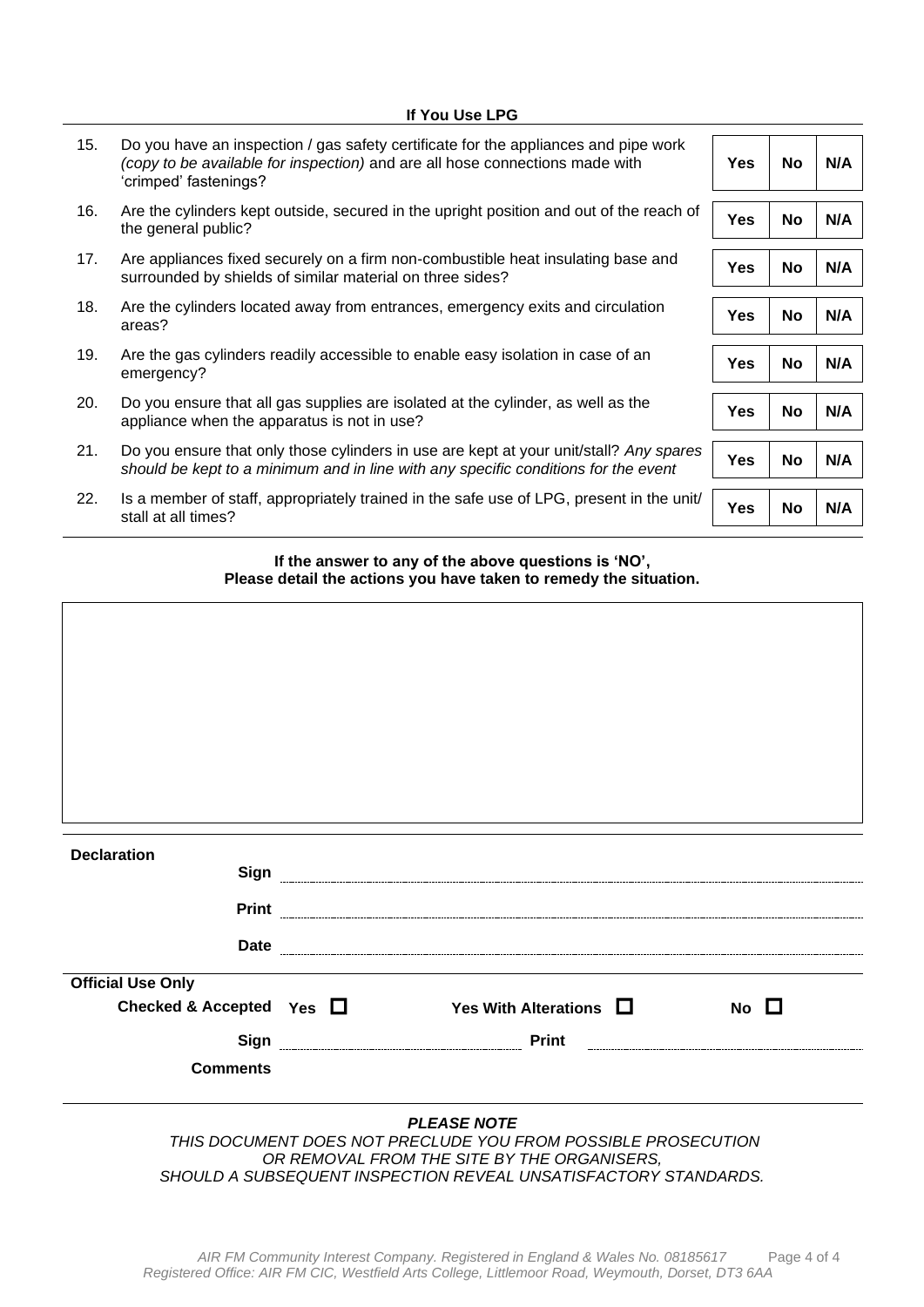### If You Use LPG

| | | | | |
|---|---|---|---|---|
| 15. | Do you have an inspection / gas safety certificate for the appliances and pipe work *(copy to be available for inspection)* and are all hose connections made with 'crimped' fastenings? | **Yes** | **No** | **N/A** |
| 16. | Are the cylinders kept outside, secured in the upright position and out of the reach of the general public? | **Yes** | **No** | **N/A** |
| 17. | Are appliances fixed securely on a firm non-combustible heat insulating base and surrounded by shields of similar material on three sides? | **Yes** | **No** | **N/A** |
| 18. | Are the cylinders located away from entrances, emergency exits and circulation areas? | **Yes** | **No** | **N/A** |
| 19. | Are the gas cylinders readily accessible to enable easy isolation in case of an emergency? | **Yes** | **No** | **N/A** |
| 20. | Do you ensure that all gas supplies are isolated at the cylinder, as well as the appliance when the apparatus is not in use? | **Yes** | **No** | **N/A** |
| 21. | Do you ensure that only those cylinders in use are kept at your unit/stall? *Any spares should be kept to a minimum and in line with any specific conditions for the event* | **Yes** | **No** | **N/A** |
| 22. | Is a member of staff, appropriately trained in the safe use of LPG, present in the unit/ stall at all times? | **Yes** | **No** | **N/A** |

**If the answer to any of the above questions is 'NO', Please detail the actions you have taken to remedy the situation.**

**Declaration**

**Sign** ..............................

**Print** ..............................

**Date** ..............................

**Official Use Only**

**Checked & Accepted** **Yes** ☐ **Yes With Alterations** ☐ **No** ☐

**Sign** .............................. **Print** ..............................

**Comments**

***PLEASE NOTE***

*THIS DOCUMENT DOES NOT PRECLUDE YOU FROM POSSIBLE PROSECUTION OR REMOVAL FROM THE SITE BY THE ORGANISERS, SHOULD A SUBSEQUENT INSPECTION REVEAL UNSATISFACTORY STANDARDS.*

*AIR FM Community Interest Company. Registered in England & Wales No. 08185617*
*Registered Office: AIR FM CIC, Westfield Arts College, Littlemoor Road, Weymouth, Dorset, DT3 6AA*